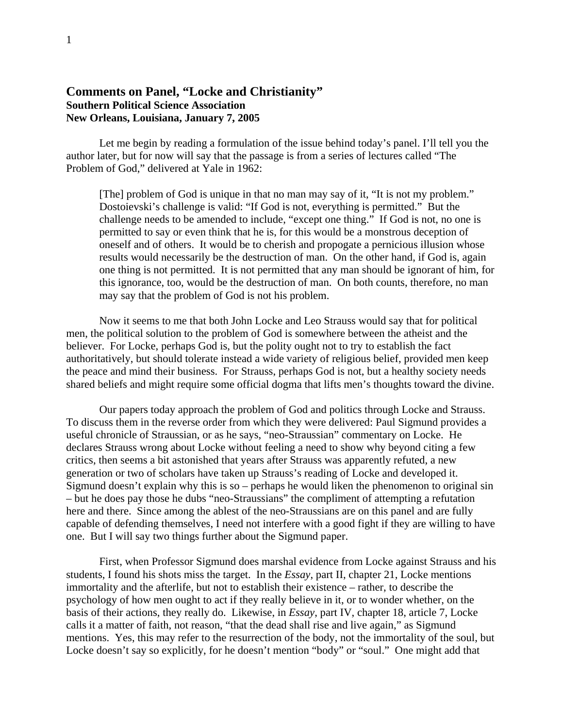## Comments on Panel, "Locke and Christianity"
### Southern Political Science Association
### New Orleans, Louisiana, January 7, 2005

Let me begin by reading a formulation of the issue behind today's panel. I'll tell you the author later, but for now will say that the passage is from a series of lectures called "The Problem of God," delivered at Yale in 1962:

> [The] problem of God is unique in that no man may say of it, "It is not my problem." Dostoievski's challenge is valid: "If God is not, everything is permitted." But the challenge needs to be amended to include, "except one thing." If God is not, no one is permitted to say or even think that he is, for this would be a monstrous deception of oneself and of others. It would be to cherish and propogate a pernicious illusion whose results would necessarily be the destruction of man. On the other hand, if God is, again one thing is not permitted. It is not permitted that any man should be ignorant of him, for this ignorance, too, would be the destruction of man. On both counts, therefore, no man may say that the problem of God is not his problem.

Now it seems to me that both John Locke and Leo Strauss would say that for political men, the political solution to the problem of God is somewhere between the atheist and the believer. For Locke, perhaps God is, but the polity ought not to try to establish the fact authoritatively, but should tolerate instead a wide variety of religious belief, provided men keep the peace and mind their business. For Strauss, perhaps God is not, but a healthy society needs shared beliefs and might require some official dogma that lifts men's thoughts toward the divine.

Our papers today approach the problem of God and politics through Locke and Strauss. To discuss them in the reverse order from which they were delivered: Paul Sigmund provides a useful chronicle of Straussian, or as he says, "neo-Straussian" commentary on Locke. He declares Strauss wrong about Locke without feeling a need to show why beyond citing a few critics, then seems a bit astonished that years after Strauss was apparently refuted, a new generation or two of scholars have taken up Strauss's reading of Locke and developed it. Sigmund doesn't explain why this is so – perhaps he would liken the phenomenon to original sin – but he does pay those he dubs "neo-Straussians" the compliment of attempting a refutation here and there. Since among the ablest of the neo-Straussians are on this panel and are fully capable of defending themselves, I need not interfere with a good fight if they are willing to have one. But I will say two things further about the Sigmund paper.

First, when Professor Sigmund does marshal evidence from Locke against Strauss and his students, I found his shots miss the target. In the *Essay*, part II, chapter 21, Locke mentions immortality and the afterlife, but not to establish their existence – rather, to describe the psychology of how men ought to act if they really believe in it, or to wonder whether, on the basis of their actions, they really do. Likewise, in *Essay*, part IV, chapter 18, article 7, Locke calls it a matter of faith, not reason, "that the dead shall rise and live again," as Sigmund mentions. Yes, this may refer to the resurrection of the body, not the immortality of the soul, but Locke doesn't say so explicitly, for he doesn't mention "body" or "soul." One might add that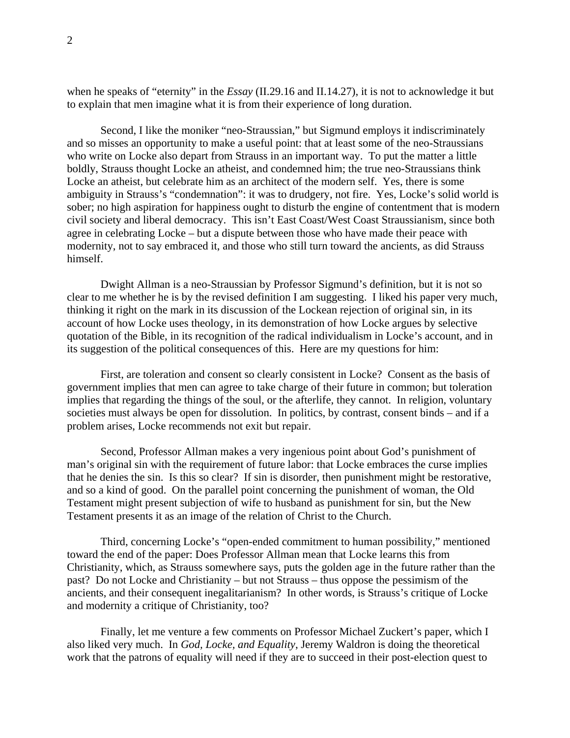when he speaks of "eternity" in the *Essay* (II.29.16 and II.14.27), it is not to acknowledge it but to explain that men imagine what it is from their experience of long duration.

Second, I like the moniker "neo-Straussian," but Sigmund employs it indiscriminately and so misses an opportunity to make a useful point: that at least some of the neo-Straussians who write on Locke also depart from Strauss in an important way. To put the matter a little boldly, Strauss thought Locke an atheist, and condemned him; the true neo-Straussians think Locke an atheist, but celebrate him as an architect of the modern self. Yes, there is some ambiguity in Strauss's "condemnation": it was to drudgery, not fire. Yes, Locke's solid world is sober; no high aspiration for happiness ought to disturb the engine of contentment that is modern civil society and liberal democracy. This isn't East Coast/West Coast Straussianism, since both agree in celebrating Locke – but a dispute between those who have made their peace with modernity, not to say embraced it, and those who still turn toward the ancients, as did Strauss himself.

Dwight Allman is a neo-Straussian by Professor Sigmund's definition, but it is not so clear to me whether he is by the revised definition I am suggesting. I liked his paper very much, thinking it right on the mark in its discussion of the Lockean rejection of original sin, in its account of how Locke uses theology, in its demonstration of how Locke argues by selective quotation of the Bible, in its recognition of the radical individualism in Locke's account, and in its suggestion of the political consequences of this. Here are my questions for him:

First, are toleration and consent so clearly consistent in Locke? Consent as the basis of government implies that men can agree to take charge of their future in common; but toleration implies that regarding the things of the soul, or the afterlife, they cannot. In religion, voluntary societies must always be open for dissolution. In politics, by contrast, consent binds – and if a problem arises, Locke recommends not exit but repair.

Second, Professor Allman makes a very ingenious point about God's punishment of man's original sin with the requirement of future labor: that Locke embraces the curse implies that he denies the sin. Is this so clear? If sin is disorder, then punishment might be restorative, and so a kind of good. On the parallel point concerning the punishment of woman, the Old Testament might present subjection of wife to husband as punishment for sin, but the New Testament presents it as an image of the relation of Christ to the Church.

Third, concerning Locke's "open-ended commitment to human possibility," mentioned toward the end of the paper: Does Professor Allman mean that Locke learns this from Christianity, which, as Strauss somewhere says, puts the golden age in the future rather than the past? Do not Locke and Christianity – but not Strauss – thus oppose the pessimism of the ancients, and their consequent inegalitarianism? In other words, is Strauss's critique of Locke and modernity a critique of Christianity, too?

Finally, let me venture a few comments on Professor Michael Zuckert's paper, which I also liked very much. In *God, Locke, and Equality*, Jeremy Waldron is doing the theoretical work that the patrons of equality will need if they are to succeed in their post-election quest to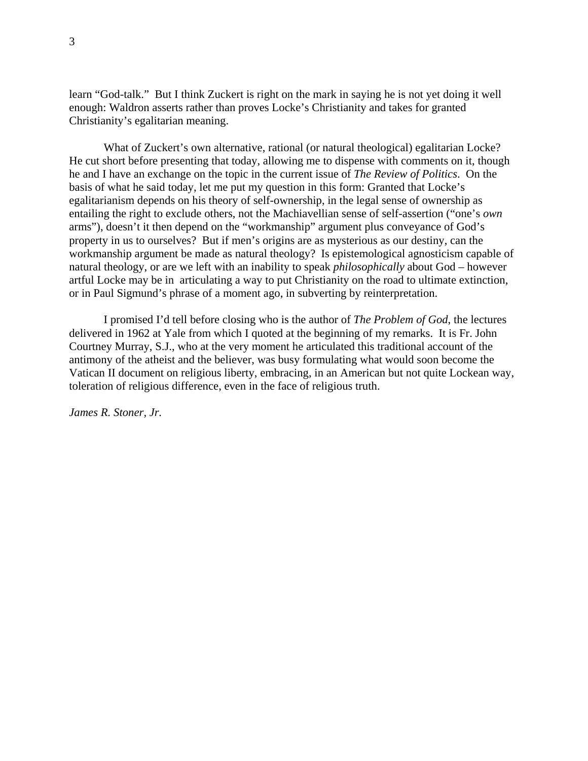learn "God-talk." But I think Zuckert is right on the mark in saying he is not yet doing it well enough: Waldron asserts rather than proves Locke's Christianity and takes for granted Christianity's egalitarian meaning.

What of Zuckert's own alternative, rational (or natural theological) egalitarian Locke? He cut short before presenting that today, allowing me to dispense with comments on it, though he and I have an exchange on the topic in the current issue of *The Review of Politics*. On the basis of what he said today, let me put my question in this form: Granted that Locke's egalitarianism depends on his theory of self-ownership, in the legal sense of ownership as entailing the right to exclude others, not the Machiavellian sense of self-assertion ("one's *own* arms"), doesn't it then depend on the "workmanship" argument plus conveyance of God's property in us to ourselves? But if men's origins are as mysterious as our destiny, can the workmanship argument be made as natural theology? Is epistemological agnosticism capable of natural theology, or are we left with an inability to speak *philosophically* about God – however artful Locke may be in articulating a way to put Christianity on the road to ultimate extinction, or in Paul Sigmund's phrase of a moment ago, in subverting by reinterpretation.

I promised I'd tell before closing who is the author of *The Problem of God*, the lectures delivered in 1962 at Yale from which I quoted at the beginning of my remarks. It is Fr. John Courtney Murray, S.J., who at the very moment he articulated this traditional account of the antimony of the atheist and the believer, was busy formulating what would soon become the Vatican II document on religious liberty, embracing, in an American but not quite Lockean way, toleration of religious difference, even in the face of religious truth.

*James R. Stoner, Jr.*